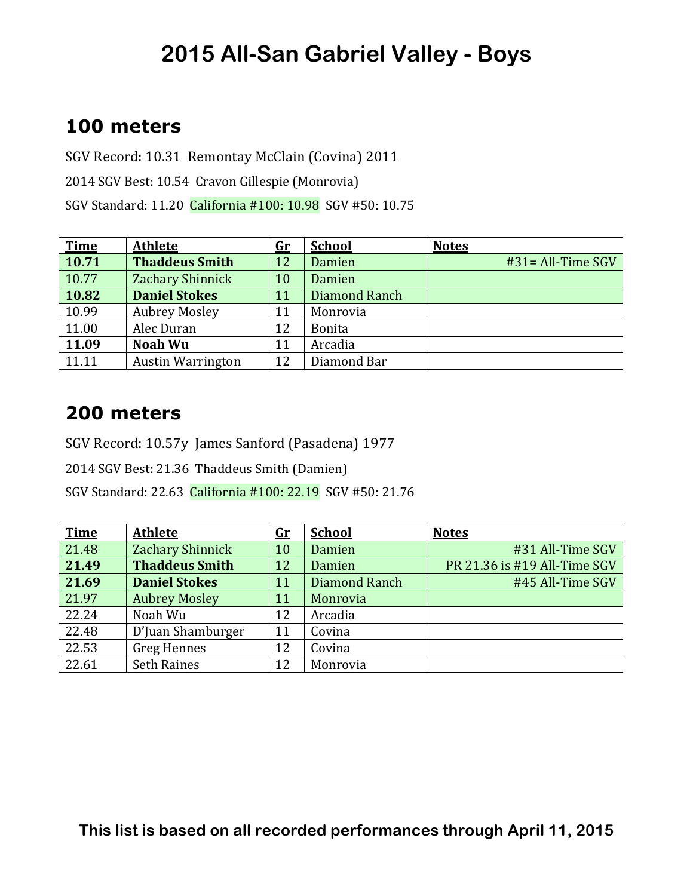# 2015 All-San Gabriel Valley - Boys

## 100 meters

SGV Record: 10.31 Remontay McClain (Covina) 2011

2014 SGV Best: 10.54 Cravon Gillespie (Monrovia)

SGV Standard: 11.20 California #100: 10.98 SGV #50: 10.75

| Time | Athlete | Gr | School | Notes |
|---|---|---|---|---|
| **10.71** | **Thaddeus Smith** | 12 | Damien | #31= All-Time SGV |
| 10.77 | Zachary Shinnick | 10 | Damien | |
| **10.82** | **Daniel Stokes** | 11 | Diamond Ranch | |
| 10.99 | Aubrey Mosley | 11 | Monrovia | |
| 11.00 | Alec Duran | 12 | Bonita | |
| **11.09** | **Noah Wu** | 11 | Arcadia | |
| 11.11 | Austin Warrington | 12 | Diamond Bar | |

## 200 meters

SGV Record: 10.57y James Sanford (Pasadena) 1977

2014 SGV Best: 21.36 Thaddeus Smith (Damien)

SGV Standard: 22.63 California #100: 22.19 SGV #50: 21.76

| Time | Athlete | Gr | School | Notes |
|---|---|---|---|---|
| 21.48 | Zachary Shinnick | 10 | Damien | #31 All-Time SGV |
| **21.49** | **Thaddeus Smith** | 12 | Damien | PR 21.36 is #19 All-Time SGV |
| **21.69** | **Daniel Stokes** | 11 | Diamond Ranch | #45 All-Time SGV |
| 21.97 | Aubrey Mosley | 11 | Monrovia | |
| 22.24 | Noah Wu | 12 | Arcadia | |
| 22.48 | D'Juan Shamburger | 11 | Covina | |
| 22.53 | Greg Hennes | 12 | Covina | |
| 22.61 | Seth Raines | 12 | Monrovia | |

**This list is based on all recorded performances through April 11, 2015**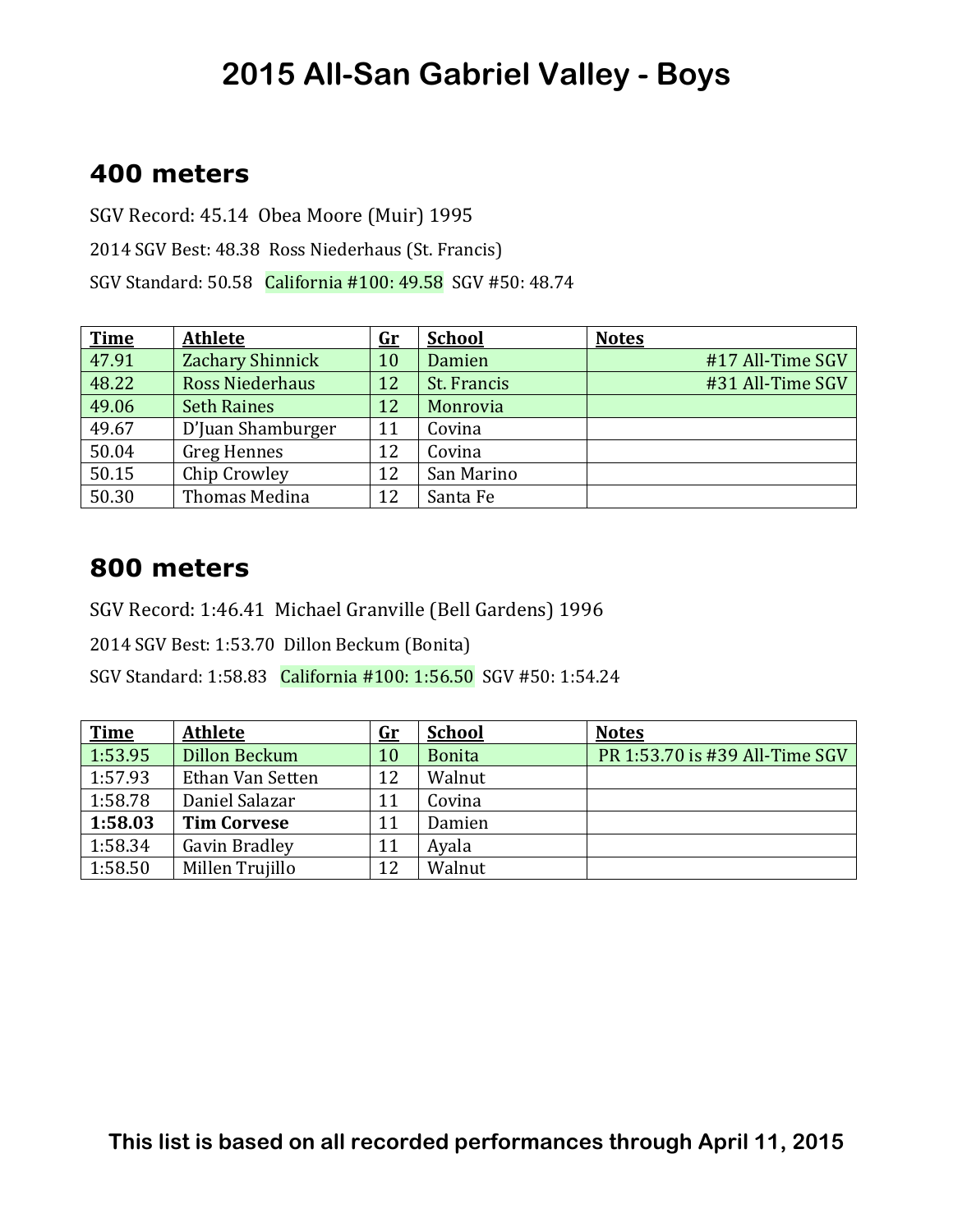# 2015 All-San Gabriel Valley - Boys

## 400 meters

SGV Record: 45.14 Obea Moore (Muir) 1995

2014 SGV Best: 48.38 Ross Niederhaus (St. Francis)

SGV Standard: 50.58 California #100: 49.58 SGV #50: 48.74

| Time | Athlete | Gr | School | Notes |
| --- | --- | --- | --- | --- |
| 47.91 | Zachary Shinnick | 10 | Damien | #17 All-Time SGV |
| 48.22 | Ross Niederhaus | 12 | St. Francis | #31 All-Time SGV |
| 49.06 | Seth Raines | 12 | Monrovia | |
| 49.67 | D'Juan Shamburger | 11 | Covina | |
| 50.04 | Greg Hennes | 12 | Covina | |
| 50.15 | Chip Crowley | 12 | San Marino | |
| 50.30 | Thomas Medina | 12 | Santa Fe | |

## 800 meters

SGV Record: 1:46.41 Michael Granville (Bell Gardens) 1996

2014 SGV Best: 1:53.70 Dillon Beckum (Bonita)

SGV Standard: 1:58.83 California #100: 1:56.50 SGV #50: 1:54.24

| Time | Athlete | Gr | School | Notes |
| --- | --- | --- | --- | --- |
| 1:53.95 | Dillon Beckum | 10 | Bonita | PR 1:53.70 is #39 All-Time SGV |
| 1:57.93 | Ethan Van Setten | 12 | Walnut | |
| 1:58.78 | Daniel Salazar | 11 | Covina | |
| **1:58.03** | **Tim Corvese** | 11 | Damien | |
| 1:58.34 | Gavin Bradley | 11 | Ayala | |
| 1:58.50 | Millen Trujillo | 12 | Walnut | |

**This list is based on all recorded performances through April 11, 2015**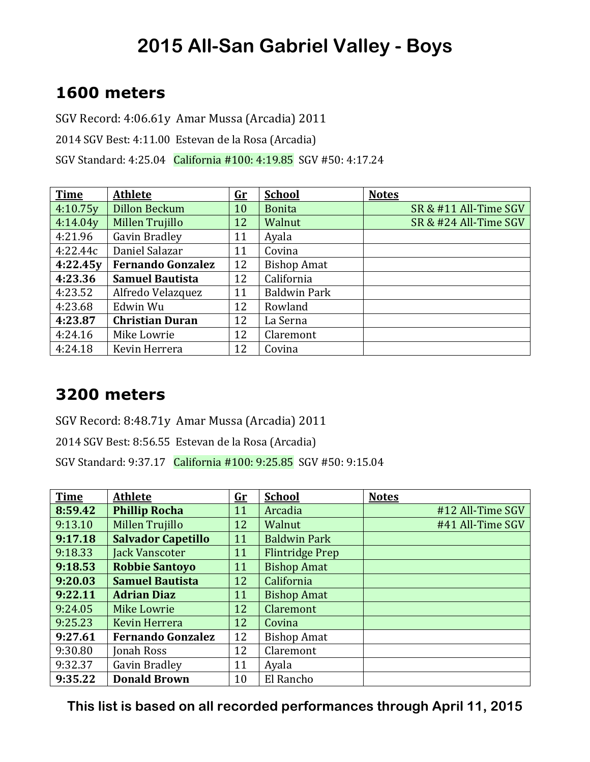# 2015 All-San Gabriel Valley - Boys

## 1600 meters

SGV Record: 4:06.61y Amar Mussa (Arcadia) 2011

2014 SGV Best: 4:11.00 Estevan de la Rosa (Arcadia)

SGV Standard: 4:25.04 California #100: 4:19.85 SGV #50: 4:17.24

| Time | Athlete | Gr | School | Notes |
|---|---|---|---|---|
| 4:10.75y | Dillon Beckum | 10 | Bonita | SR & #11 All-Time SGV |
| 4:14.04y | Millen Trujillo | 12 | Walnut | SR & #24 All-Time SGV |
| 4:21.96 | Gavin Bradley | 11 | Ayala | |
| 4:22.44c | Daniel Salazar | 11 | Covina | |
| **4:22.45y** | **Fernando Gonzalez** | 12 | Bishop Amat | |
| **4:23.36** | **Samuel Bautista** | 12 | California | |
| 4:23.52 | Alfredo Velazquez | 11 | Baldwin Park | |
| 4:23.68 | Edwin Wu | 12 | Rowland | |
| **4:23.87** | **Christian Duran** | 12 | La Serna | |
| 4:24.16 | Mike Lowrie | 12 | Claremont | |
| 4:24.18 | Kevin Herrera | 12 | Covina | |

## 3200 meters

SGV Record: 8:48.71y Amar Mussa (Arcadia) 2011

2014 SGV Best: 8:56.55 Estevan de la Rosa (Arcadia)

SGV Standard: 9:37.17 California #100: 9:25.85 SGV #50: 9:15.04

| Time | Athlete | Gr | School | Notes |
|---|---|---|---|---|
| **8:59.42** | **Phillip Rocha** | 11 | Arcadia | #12 All-Time SGV |
| 9:13.10 | Millen Trujillo | 12 | Walnut | #41 All-Time SGV |
| **9:17.18** | **Salvador Capetillo** | 11 | Baldwin Park | |
| 9:18.33 | Jack Vanscoter | 11 | Flintridge Prep | |
| **9:18.53** | **Robbie Santoyo** | 11 | Bishop Amat | |
| **9:20.03** | **Samuel Bautista** | 12 | California | |
| **9:22.11** | **Adrian Diaz** | 11 | Bishop Amat | |
| 9:24.05 | Mike Lowrie | 12 | Claremont | |
| 9:25.23 | Kevin Herrera | 12 | Covina | |
| **9:27.61** | **Fernando Gonzalez** | 12 | Bishop Amat | |
| 9:30.80 | Jonah Ross | 12 | Claremont | |
| 9:32.37 | Gavin Bradley | 11 | Ayala | |
| **9:35.22** | **Donald Brown** | 10 | El Rancho | |

**This list is based on all recorded performances through April 11, 2015**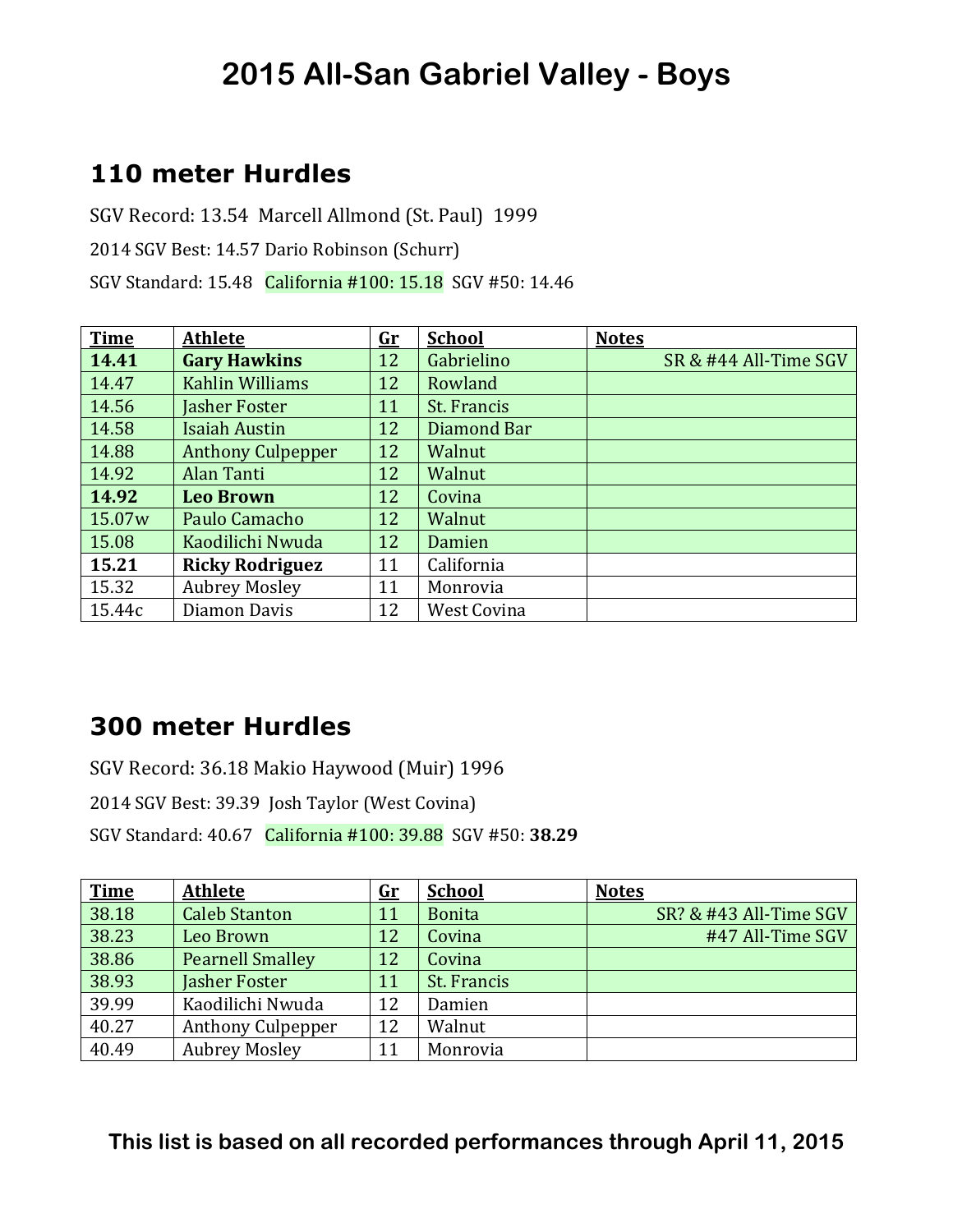# 2015 All-San Gabriel Valley - Boys

## 110 meter Hurdles

SGV Record: 13.54 Marcell Allmond (St. Paul) 1999

2014 SGV Best: 14.57 Dario Robinson (Schurr)

SGV Standard: 15.48 California #100: 15.18 SGV #50: 14.46

| Time | Athlete | Gr | School | Notes |
|---|---|---|---|---|
| **14.41** | **Gary Hawkins** | 12 | Gabrielino | SR & #44 All-Time SGV |
| 14.47 | Kahlin Williams | 12 | Rowland | |
| 14.56 | Jasher Foster | 11 | St. Francis | |
| 14.58 | Isaiah Austin | 12 | Diamond Bar | |
| 14.88 | Anthony Culpepper | 12 | Walnut | |
| 14.92 | Alan Tanti | 12 | Walnut | |
| **14.92** | **Leo Brown** | 12 | Covina | |
| 15.07w | Paulo Camacho | 12 | Walnut | |
| 15.08 | Kaodilichi Nwuda | 12 | Damien | |
| **15.21** | **Ricky Rodriguez** | 11 | California | |
| 15.32 | Aubrey Mosley | 11 | Monrovia | |
| 15.44c | Diamon Davis | 12 | West Covina | |

## 300 meter Hurdles

SGV Record: 36.18 Makio Haywood (Muir) 1996

2014 SGV Best: 39.39 Josh Taylor (West Covina)

SGV Standard: 40.67 California #100: 39.88 SGV #50: **38.29**

| Time | Athlete | Gr | School | Notes |
|---|---|---|---|---|
| 38.18 | Caleb Stanton | 11 | Bonita | SR? & #43 All-Time SGV |
| 38.23 | Leo Brown | 12 | Covina | #47 All-Time SGV |
| 38.86 | Pearnell Smalley | 12 | Covina | |
| 38.93 | Jasher Foster | 11 | St. Francis | |
| 39.99 | Kaodilichi Nwuda | 12 | Damien | |
| 40.27 | Anthony Culpepper | 12 | Walnut | |
| 40.49 | Aubrey Mosley | 11 | Monrovia | |

**This list is based on all recorded performances through April 11, 2015**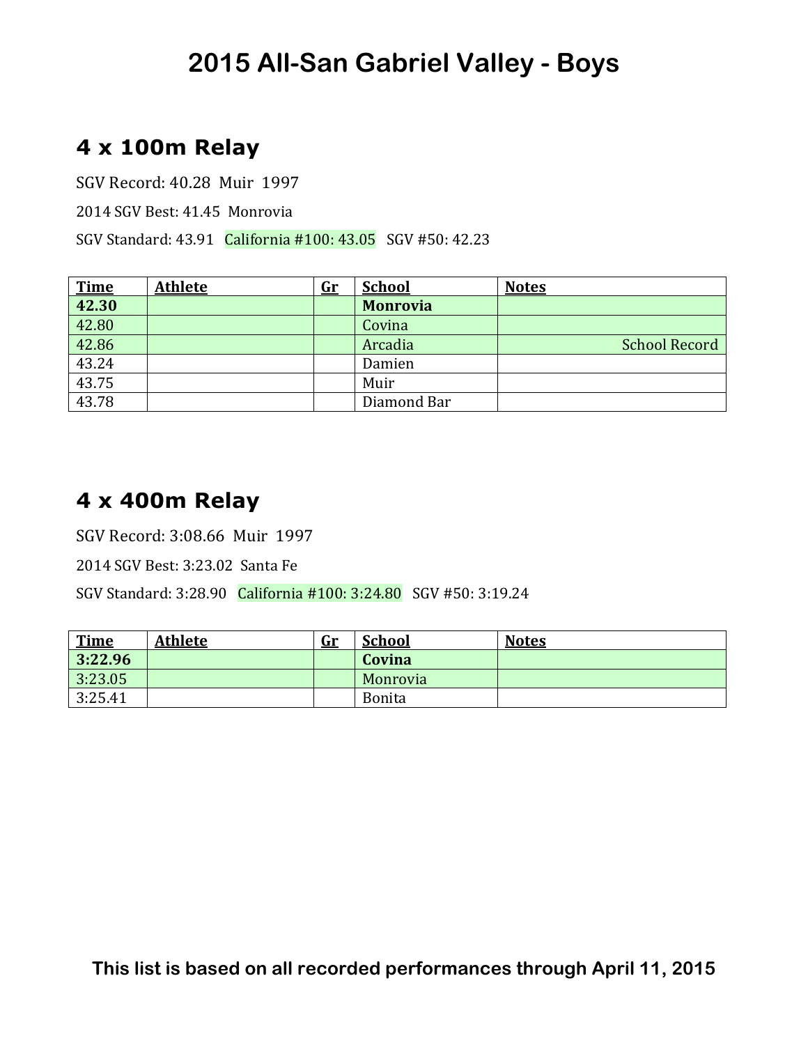# 2015 All-San Gabriel Valley - Boys

## 4 x 100m Relay

SGV Record: 40.28  Muir  1997

2014 SGV Best: 41.45  Monrovia

SGV Standard: 43.91   California #100: 43.05   SGV #50: 42.23

| Time | Athlete | Gr | School | Notes |
|---|---|---|---|---|
| **42.30** | | | **Monrovia** | |
| 42.80 | | | Covina | |
| 42.86 | | | Arcadia | School Record |
| 43.24 | | | Damien | |
| 43.75 | | | Muir | |
| 43.78 | | | Diamond Bar | |

## 4 x 400m Relay

SGV Record: 3:08.66  Muir  1997

2014 SGV Best: 3:23.02  Santa Fe

SGV Standard: 3:28.90   California #100: 3:24.80   SGV #50: 3:19.24

| Time | Athlete | Gr | School | Notes |
|---|---|---|---|---|
| **3:22.96** | | | **Covina** | |
| 3:23.05 | | | Monrovia | |
| 3:25.41 | | | Bonita | |

**This list is based on all recorded performances through April 11, 2015**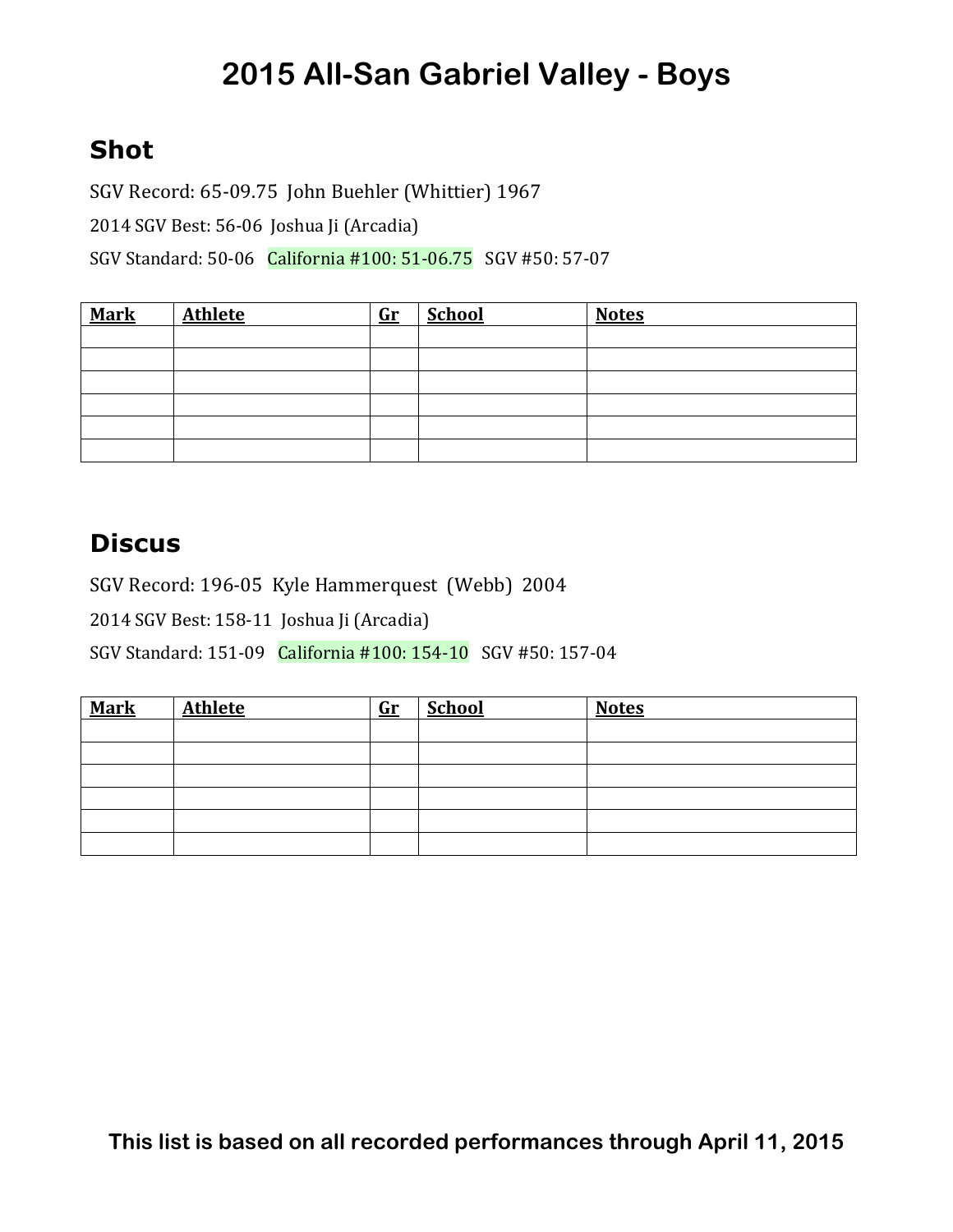# 2015 All-San Gabriel Valley - Boys

## Shot

SGV Record: 65-09.75 John Buehler (Whittier) 1967

2014 SGV Best: 56-06 Joshua Ji (Arcadia)

SGV Standard: 50-06 California #100: 51-06.75 SGV #50: 57-07

| Mark | Athlete | Gr | School | Notes |
|---|---|---|---|---|
| | | | | |
| | | | | |
| | | | | |
| | | | | |
| | | | | |
| | | | | |

## Discus

SGV Record: 196-05 Kyle Hammerquest (Webb) 2004

2014 SGV Best: 158-11 Joshua Ji (Arcadia)

SGV Standard: 151-09 California #100: 154-10 SGV #50: 157-04

| Mark | Athlete | Gr | School | Notes |
|---|---|---|---|---|
| | | | | |
| | | | | |
| | | | | |
| | | | | |
| | | | | |
| | | | | |

**This list is based on all recorded performances through April 11, 2015**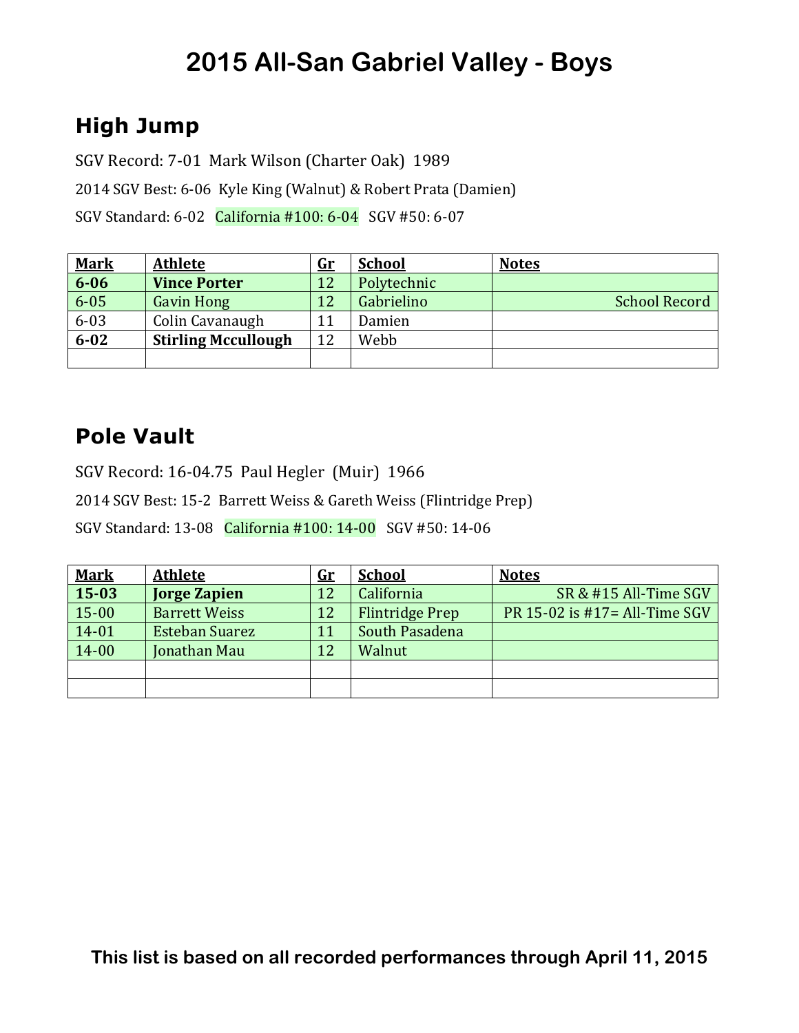# 2015 All-San Gabriel Valley - Boys

## High Jump

SGV Record: 7-01  Mark Wilson (Charter Oak)  1989

2014 SGV Best: 6-06  Kyle King (Walnut) & Robert Prata (Damien)

SGV Standard: 6-02   California #100: 6-04   SGV #50: 6-07

| Mark | Athlete | Gr | School | Notes |
|---|---|---|---|---|
| **6-06** | **Vince Porter** | 12 | Polytechnic | |
| 6-05 | Gavin Hong | 12 | Gabrielino | School Record |
| 6-03 | Colin Cavanaugh | 11 | Damien | |
| **6-02** | **Stirling Mccullough** | 12 | Webb | |
| | | | | |

## Pole Vault

SGV Record: 16-04.75  Paul Hegler  (Muir)  1966

2014 SGV Best: 15-2  Barrett Weiss & Gareth Weiss (Flintridge Prep)

SGV Standard: 13-08   California #100: 14-00   SGV #50: 14-06

| Mark | Athlete | Gr | School | Notes |
|---|---|---|---|---|
| **15-03** | **Jorge Zapien** | 12 | California | SR & #15 All-Time SGV |
| 15-00 | Barrett Weiss | 12 | Flintridge Prep | PR 15-02 is #17= All-Time SGV |
| 14-01 | Esteban Suarez | 11 | South Pasadena | |
| 14-00 | Jonathan Mau | 12 | Walnut | |
| | | | | |
| | | | | |

**This list is based on all recorded performances through April 11, 2015**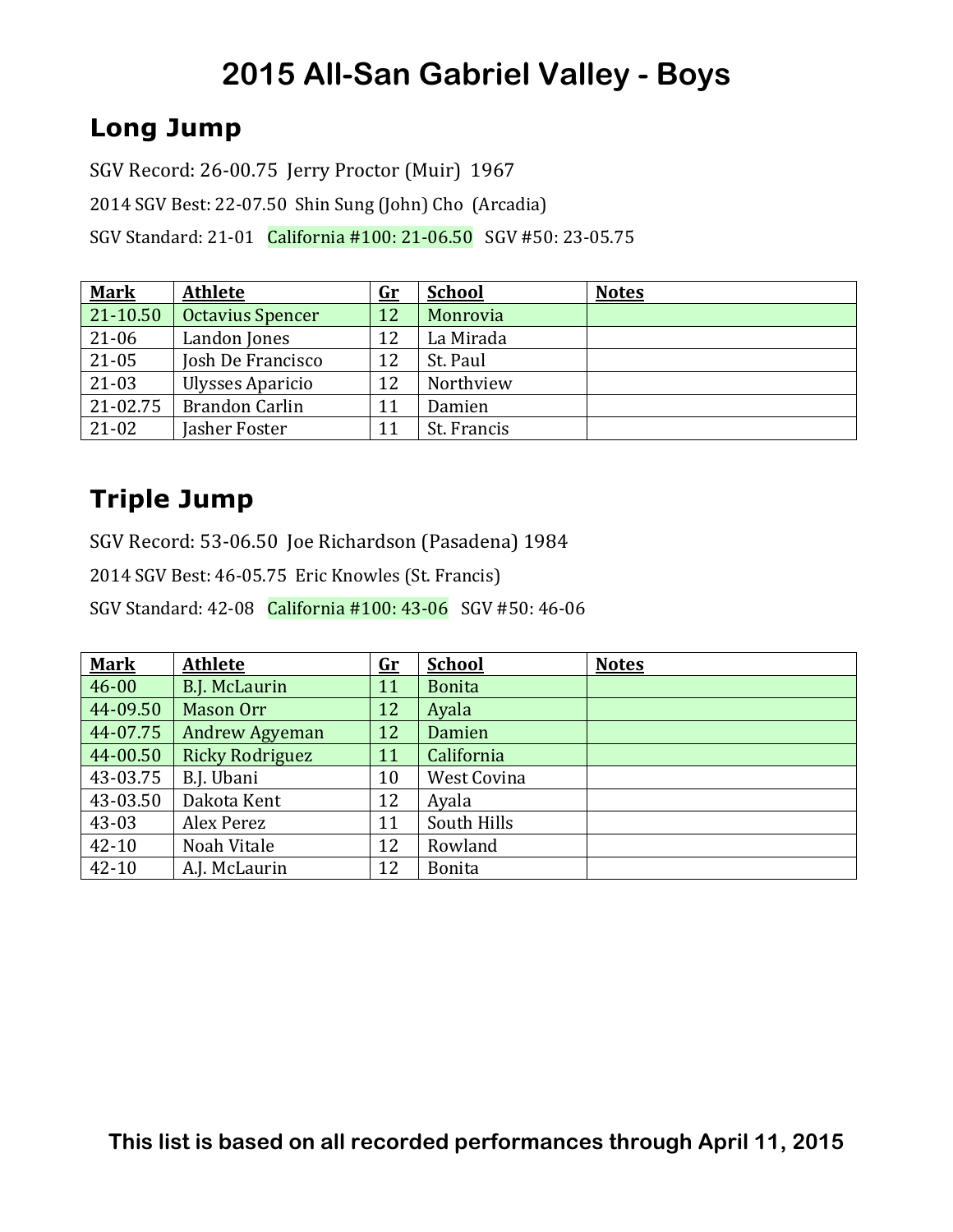# 2015 All-San Gabriel Valley - Boys

## Long Jump

SGV Record: 26-00.75 Jerry Proctor (Muir) 1967

2014 SGV Best: 22-07.50 Shin Sung (John) Cho (Arcadia)

SGV Standard: 21-01 California #100: 21-06.50 SGV #50: 23-05.75

| Mark | Athlete | Gr | School | Notes |
|---|---|---|---|---|
| 21-10.50 | Octavius Spencer | 12 | Monrovia | |
| 21-06 | Landon Jones | 12 | La Mirada | |
| 21-05 | Josh De Francisco | 12 | St. Paul | |
| 21-03 | Ulysses Aparicio | 12 | Northview | |
| 21-02.75 | Brandon Carlin | 11 | Damien | |
| 21-02 | Jasher Foster | 11 | St. Francis | |

## Triple Jump

SGV Record: 53-06.50 Joe Richardson (Pasadena) 1984

2014 SGV Best: 46-05.75 Eric Knowles (St. Francis)

SGV Standard: 42-08 California #100: 43-06 SGV #50: 46-06

| Mark | Athlete | Gr | School | Notes |
|---|---|---|---|---|
| 46-00 | B.J. McLaurin | 11 | Bonita | |
| 44-09.50 | Mason Orr | 12 | Ayala | |
| 44-07.75 | Andrew Agyeman | 12 | Damien | |
| 44-00.50 | Ricky Rodriguez | 11 | California | |
| 43-03.75 | B.J. Ubani | 10 | West Covina | |
| 43-03.50 | Dakota Kent | 12 | Ayala | |
| 43-03 | Alex Perez | 11 | South Hills | |
| 42-10 | Noah Vitale | 12 | Rowland | |
| 42-10 | A.J. McLaurin | 12 | Bonita | |

**This list is based on all recorded performances through April 11, 2015**